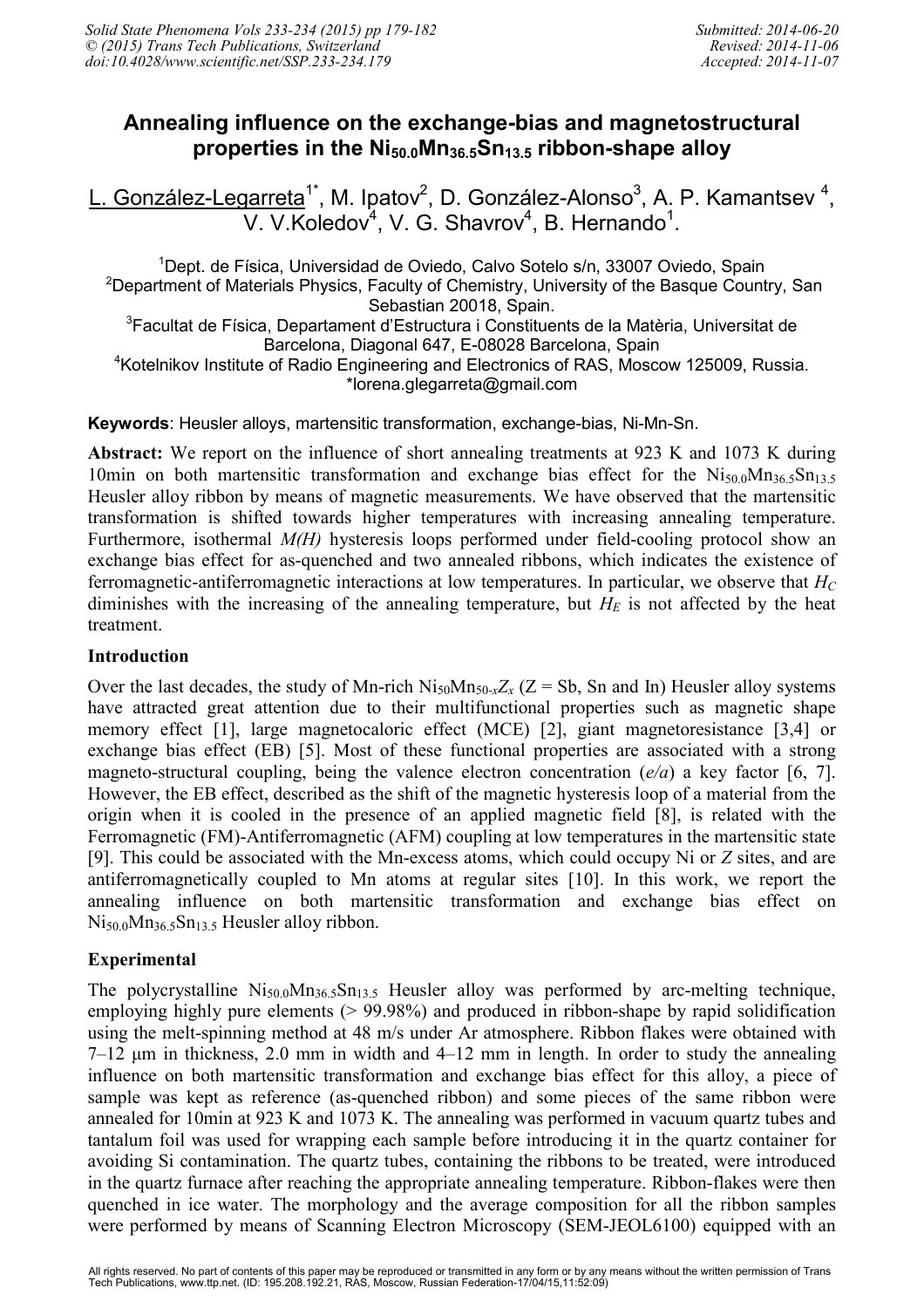# Annealing influence on the exchange-bias and magnetostructural properties in the $Ni_{50.0}Mn_{36.5}Sn_{13.5}$ ribbon-shape alloy

L. González-Legarreta[1*], M. Ipatov[2], D. González-Alonso[3], A. P. Kamantsev [4], V. V.Koledov[4], V. G. Shavrov[4], B. Hernando[1].

[1]Dept. de Física, Universidad de Oviedo, Calvo Sotelo s/n, 33007 Oviedo, Spain
[2]Department of Materials Physics, Faculty of Chemistry, University of the Basque Country, San Sebastian 20018, Spain.
[3]Facultat de Física, Departament d'Estructura i Constituents de la Matèria, Universitat de Barcelona, Diagonal 647, E-08028 Barcelona, Spain
[4]Kotelnikov Institute of Radio Engineering and Electronics of RAS, Moscow 125009, Russia.
*lorena.glegarreta@gmail.com

**Keywords**: Heusler alloys, martensitic transformation, exchange-bias, Ni-Mn-Sn.

**Abstract:** We report on the influence of short annealing treatments at 923 K and 1073 K during 10min on both martensitic transformation and exchange bias effect for the $Ni_{50.0}Mn_{36.5}Sn_{13.5}$ Heusler alloy ribbon by means of magnetic measurements. We have observed that the martensitic transformation is shifted towards higher temperatures with increasing annealing temperature. Furthermore, isothermal *M(H)* hysteresis loops performed under field-cooling protocol show an exchange bias effect for as-quenched and two annealed ribbons, which indicates the existence of ferromagnetic-antiferromagnetic interactions at low temperatures. In particular, we observe that $H_C$ diminishes with the increasing of the annealing temperature, but $H_E$ is not affected by the heat treatment.

## Introduction

Over the last decades, the study of Mn-rich $Ni_{50}Mn_{50-x}Z_x$ (Z = Sb, Sn and In) Heusler alloy systems have attracted great attention due to their multifunctional properties such as magnetic shape memory effect [1], large magnetocaloric effect (MCE) [2], giant magnetoresistance [3,4] or exchange bias effect (EB) [5]. Most of these functional properties are associated with a strong magneto-structural coupling, being the valence electron concentration (*e/a*) a key factor [6, 7]. However, the EB effect, described as the shift of the magnetic hysteresis loop of a material from the origin when it is cooled in the presence of an applied magnetic field [8], is related with the Ferromagnetic (FM)-Antiferromagnetic (AFM) coupling at low temperatures in the martensitic state [9]. This could be associated with the Mn-excess atoms, which could occupy Ni or *Z* sites, and are antiferromagnetically coupled to Mn atoms at regular sites [10]. In this work, we report the annealing influence on both martensitic transformation and exchange bias effect on $Ni_{50.0}Mn_{36.5}Sn_{13.5}$ Heusler alloy ribbon.

## Experimental

The polycrystalline $Ni_{50.0}Mn_{36.5}Sn_{13.5}$ Heusler alloy was performed by arc-melting technique, employing highly pure elements (> 99.98%) and produced in ribbon-shape by rapid solidification using the melt-spinning method at 48 m/s under Ar atmosphere. Ribbon flakes were obtained with 7–12 μm in thickness, 2.0 mm in width and 4–12 mm in length. In order to study the annealing influence on both martensitic transformation and exchange bias effect for this alloy, a piece of sample was kept as reference (as-quenched ribbon) and some pieces of the same ribbon were annealed for 10min at 923 K and 1073 K. The annealing was performed in vacuum quartz tubes and tantalum foil was used for wrapping each sample before introducing it in the quartz container for avoiding Si contamination. The quartz tubes, containing the ribbons to be treated, were introduced in the quartz furnace after reaching the appropriate annealing temperature. Ribbon-flakes were then quenched in ice water. The morphology and the average composition for all the ribbon samples were performed by means of Scanning Electron Microscopy (SEM-JEOL6100) equipped with an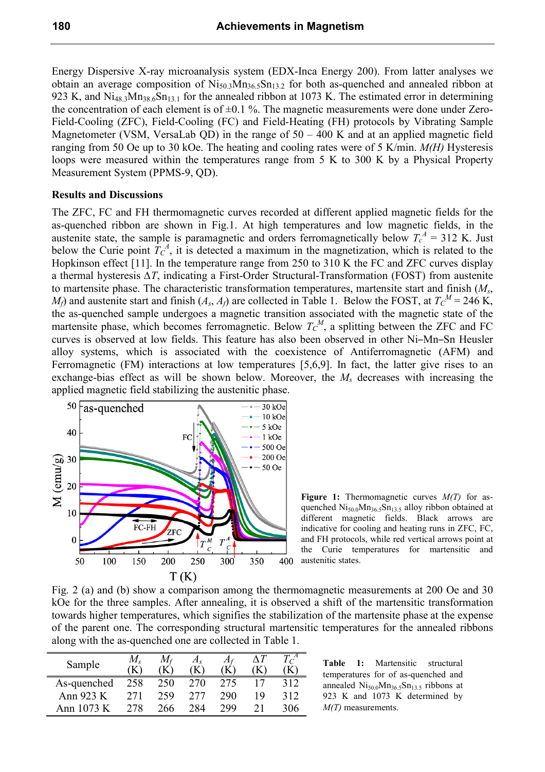Energy Dispersive X-ray microanalysis system (EDX-Inca Energy 200). From latter analyses we obtain an average composition of $Ni_{50.3}Mn_{36.5}Sn_{13.2}$ for both as-quenched and annealed ribbon at 923 K, and $Ni_{48.3}Mn_{38.6}Sn_{13.1}$ for the annealed ribbon at 1073 K. The estimated error in determining the concentration of each element is of ±0.1 %. The magnetic measurements were done under Zero-Field-Cooling (ZFC), Field-Cooling (FC) and Field-Heating (FH) protocols by Vibrating Sample Magnetometer (VSM, VersaLab QD) in the range of 50 – 400 K and at an applied magnetic field ranging from 50 Oe up to 30 kOe. The heating and cooling rates were of 5 K/min. *M(H)* Hysteresis loops were measured within the temperatures range from 5 K to 300 K by a Physical Property Measurement System (PPMS-9, QD).

**Results and Discussions**

The ZFC, FC and FH thermomagnetic curves recorded at different applied magnetic fields for the as-quenched ribbon are shown in Fig.1. At high temperatures and low magnetic fields, in the austenite state, the sample is paramagnetic and orders ferromagnetically below $T_c^A$ = 312 K. Just below the Curie point $T_C^A$, it is detected a maximum in the magnetization, which is related to the Hopkinson effect [11]. In the temperature range from 250 to 310 K the FC and ZFC curves display a thermal hysteresis $\Delta T$, indicating a First-Order Structural-Transformation (FOST) from austenite to martensite phase. The characteristic transformation temperatures, martensite start and finish ($M_s$, $M_f$) and austenite start and finish ($A_s$, $A_f$) are collected in Table 1. Below the FOST, at $T_C^M$ = 246 K, the as-quenched sample undergoes a magnetic transition associated with the magnetic state of the martensite phase, which becomes ferromagnetic. Below $T_C^M$, a splitting between the ZFC and FC curves is observed at low fields. This feature has also been observed in other Ni–Mn–Sn Heusler alloy systems, which is associated with the coexistence of Antiferromagnetic (AFM) and Ferromagnetic (FM) interactions at low temperatures [5,6,9]. In fact, the latter give rises to an exchange-bias effect as will be shown below. Moreover, the $M_s$ decreases with increasing the applied magnetic field stabilizing the austenitic phase.

**Figure 1:** Thermomagnetic curves *M(T)* for as-quenched $Ni_{50.0}Mn_{36.5}Sn_{13.5}$ alloy ribbon obtained at different magnetic fields. Black arrows are indicative for cooling and heating runs in ZFC, FC, and FH protocols, while red vertical arrows point at the Curie temperatures for martensitic and austenitic states.

Fig. 2 (a) and (b) show a comparison among the thermomagnetic measurements at 200 Oe and 30 kOe for the three samples. After annealing, it is observed a shift of the martensitic transformation towards higher temperatures, which signifies the stabilization of the martensite phase at the expense of the parent one. The corresponding structural martensitic temperatures for the annealed ribbons along with the as-quenched one are collected in Table 1.

| Sample | $M_s$ (K) | $M_f$ (K) | $A_s$ (K) | $A_f$ (K) | $\Delta T$ (K) | $T_C^A$ (K) |
|---|---|---|---|---|---|---|
| As-quenched | 258 | 250 | 270 | 275 | 17 | 312 |
| Ann 923 K | 271 | 259 | 277 | 290 | 19 | 312 |
| Ann 1073 K | 278 | 266 | 284 | 299 | 21 | 306 |

**Table 1:** Martensitic structural temperatures for of as-quenched and annealed $Ni_{50.0}Mn_{36.5}Sn_{13.5}$ ribbons at 923 K and 1073 K determined by *M(T)* measurements.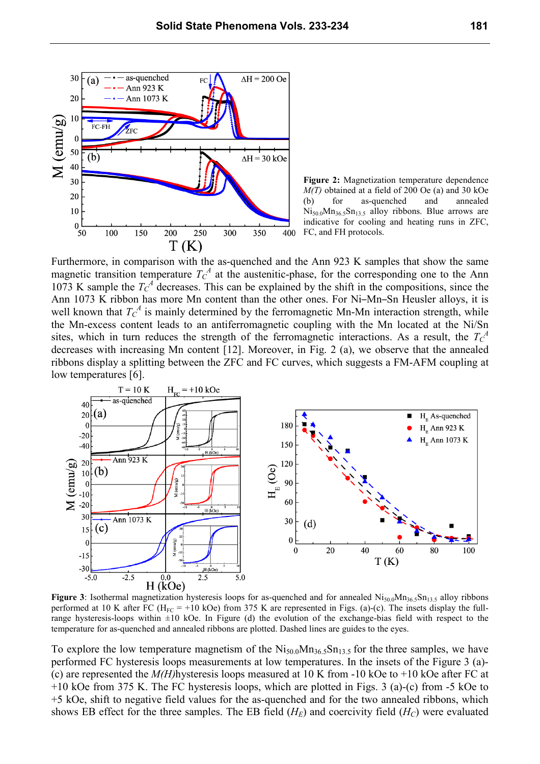**Figure 2:** Magnetization temperature dependence $M(T)$ obtained at a field of 200 Oe (a) and 30 kOe (b) for as-quenched and annealed $Ni_{50.0}Mn_{36.5}Sn_{13.5}$ alloy ribbons. Blue arrows are indicative for cooling and heating runs in ZFC, FC, and FH protocols.

Furthermore, in comparison with the as-quenched and the Ann 923 K samples that show the same magnetic transition temperature $T_C^A$ at the austenitic-phase, for the corresponding one to the Ann 1073 K sample the $T_C^A$ decreases. This can be explained by the shift in the compositions, since the Ann 1073 K ribbon has more Mn content than the other ones. For Ni–Mn–Sn Heusler alloys, it is well known that $T_C^A$ is mainly determined by the ferromagnetic Mn-Mn interaction strength, while the Mn-excess content leads to an antiferromagnetic coupling with the Mn located at the Ni/Sn sites, which in turn reduces the strength of the ferromagnetic interactions. As a result, the $T_C^A$ decreases with increasing Mn content [12]. Moreover, in Fig. 2 (a), we observe that the annealed ribbons display a splitting between the ZFC and FC curves, which suggests a FM-AFM coupling at low temperatures [6].

**Figure 3**: Isothermal magnetization hysteresis loops for as-quenched and for annealed $Ni_{50.0}Mn_{36.5}Sn_{13.5}$ alloy ribbons performed at 10 K after FC ($H_{FC}$ = +10 kOe) from 375 K are represented in Figs. (a)-(c). The insets display the full-range hysteresis-loops within ±10 kOe. In Figure (d) the evolution of the exchange-bias field with respect to the temperature for as-quenched and annealed ribbons are plotted. Dashed lines are guides to the eyes.

To explore the low temperature magnetism of the $Ni_{50.0}Mn_{36.5}Sn_{13.5}$ for the three samples, we have performed FC hysteresis loops measurements at low temperatures. In the insets of the Figure 3 (a)-(c) are represented the $M(H)$hysteresis loops measured at 10 K from -10 kOe to +10 kOe after FC at +10 kOe from 375 K. The FC hysteresis loops, which are plotted in Figs. 3 (a)-(c) from -5 kOe to +5 kOe, shift to negative field values for the as-quenched and for the two annealed ribbons, which shows EB effect for the three samples. The EB field ($H_E$) and coercivity field ($H_C$) were evaluated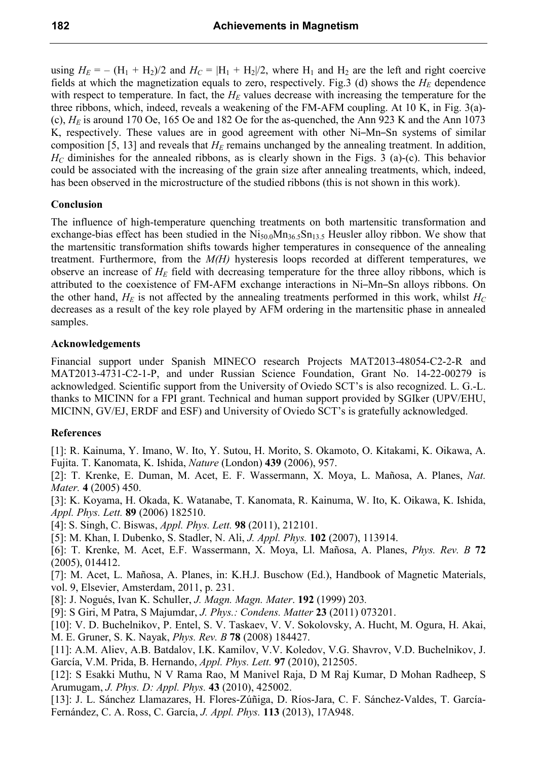using $H_E = -(H_1 + H_2)/2$ and $H_C = |H_1 + H_2|/2$, where $H_1$ and $H_2$ are the left and right coercive fields at which the magnetization equals to zero, respectively. Fig.3 (d) shows the $H_E$ dependence with respect to temperature. In fact, the $H_E$ values decrease with increasing the temperature for the three ribbons, which, indeed, reveals a weakening of the FM-AFM coupling. At 10 K, in Fig. 3(a)-(c), $H_E$ is around 170 Oe, 165 Oe and 182 Oe for the as-quenched, the Ann 923 K and the Ann 1073 K, respectively. These values are in good agreement with other Ni‒Mn‒Sn systems of similar composition [5, 13] and reveals that $H_E$ remains unchanged by the annealing treatment. In addition, $H_C$ diminishes for the annealed ribbons, as is clearly shown in the Figs. 3 (a)-(c). This behavior could be associated with the increasing of the grain size after annealing treatments, which, indeed, has been observed in the microstructure of the studied ribbons (this is not shown in this work).

**Conclusion**

The influence of high-temperature quenching treatments on both martensitic transformation and exchange-bias effect has been studied in the $Ni_{50.0}Mn_{36.5}Sn_{13.5}$ Heusler alloy ribbon. We show that the martensitic transformation shifts towards higher temperatures in consequence of the annealing treatment. Furthermore, from the *M(H)* hysteresis loops recorded at different temperatures, we observe an increase of $H_E$ field with decreasing temperature for the three alloy ribbons, which is attributed to the coexistence of FM-AFM exchange interactions in Ni‒Mn‒Sn alloys ribbons. On the other hand, $H_E$ is not affected by the annealing treatments performed in this work, whilst $H_C$ decreases as a result of the key role played by AFM ordering in the martensitic phase in annealed samples.

**Acknowledgements**

Financial support under Spanish MINECO research Projects MAT2013-48054-C2-2-R and MAT2013-4731-C2-1-P, and under Russian Science Foundation, Grant No. 14-22-00279 is acknowledged. Scientific support from the University of Oviedo SCT's is also recognized. L. G.-L. thanks to MICINN for a FPI grant. Technical and human support provided by SGIker (UPV/EHU, MICINN, GV/EJ, ERDF and ESF) and University of Oviedo SCT's is gratefully acknowledged.

**References**

[1]: R. Kainuma, Y. Imano, W. Ito, Y. Sutou, H. Morito, S. Okamoto, O. Kitakami, K. Oikawa, A. Fujita. T. Kanomata, K. Ishida, *Nature* (London) **439** (2006), 957.

[2]: T. Krenke, E. Duman, M. Acet, E. F. Wassermann, X. Moya, L. Mañosa, A. Planes, *Nat. Mater.* **4** (2005) 450.

[3]: K. Koyama, H. Okada, K. Watanabe, T. Kanomata, R. Kainuma, W. Ito, K. Oikawa, K. Ishida, *Appl. Phys. Lett.* **89** (2006) 182510.

[4]: S. Singh, C. Biswas, *Appl. Phys. Lett.* **98** (2011), 212101.

[5]: M. Khan, I. Dubenko, S. Stadler, N. Ali, *J. Appl. Phys.* **102** (2007), 113914.

[6]: T. Krenke, M. Acet, E.F. Wassermann, X. Moya, Ll. Mañosa, A. Planes, *Phys. Rev. B* **72** (2005), 014412.

[7]: M. Acet, L. Mañosa, A. Planes, in: K.H.J. Buschow (Ed.), Handbook of Magnetic Materials, vol. 9, Elsevier, Amsterdam, 2011, p. 231.

[8]: J. Nogués, Ivan K. Schuller, *J. Magn. Magn. Mater*. **192** (1999) 203.

[9]: S Giri, M Patra, S Majumdar, *J. Phys.: Condens. Matter* **23** (2011) 073201.

[10]: V. D. Buchelnikov, P. Entel, S. V. Taskaev, V. V. Sokolovsky, A. Hucht, M. Ogura, H. Akai, M. E. Gruner, S. K. Nayak, *Phys. Rev. B* **78** (2008) 184427.

[11]: A.M. Aliev, A.B. Batdalov, I.K. Kamilov, V.V. Koledov, V.G. Shavrov, V.D. Buchelnikov, J. García, V.M. Prida, B. Hernando, *Appl. Phys. Lett.* **97** (2010), 212505.

[12]: S Esakki Muthu, N V Rama Rao, M Manivel Raja, D M Raj Kumar, D Mohan Radheep, S Arumugam, *J. Phys. D: Appl. Phys.* **43** (2010), 425002.

[13]: J. L. Sánchez Llamazares, H. Flores-Zúñiga, D. Ríos-Jara, C. F. Sánchez-Valdes, T. García-Fernández, C. A. Ross, C. García, *J. Appl. Phys.* **113** (2013), 17A948.